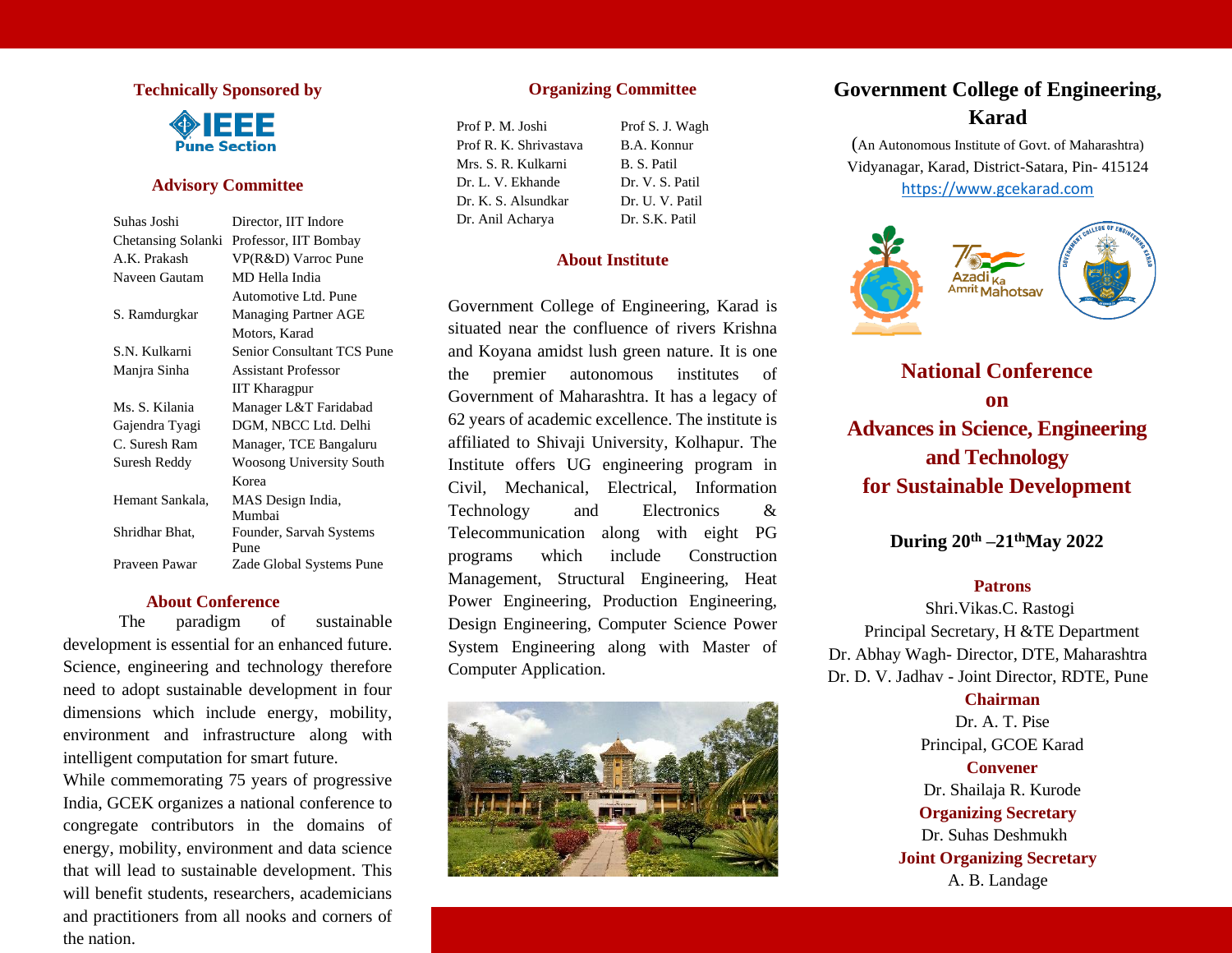## Technically Sponsored by

IEEE Pune Section

## Advisory Committee

| | |
|---|---|
| Suhas Joshi | Director, IIT Indore |
| Chetansing Solanki | Professor, IIT Bombay |
| A.K. Prakash | VP(R&D) Varroc Pune |
| Naveen Gautam | MD Hella India Automotive Ltd. Pune |
| S. Ramdurgkar | Managing Partner AGE Motors, Karad |
| S.N. Kulkarni | Senior Consultant TCS Pune |
| Manjra Sinha | Assistant Professor IIT Kharagpur |
| Ms. S. Kilania | Manager L&T Faridabad |
| Gajendra Tyagi | DGM, NBCC Ltd. Delhi |
| C. Suresh Ram | Manager, TCE Bangaluru |
| Suresh Reddy | Woosong University South Korea |
| Hemant Sankala, | MAS Design India, Mumbai |
| Shridhar Bhat, | Founder, Sarvah Systems Pune |
| Praveen Pawar | Zade Global Systems Pune |

## About Conference

The paradigm of sustainable development is essential for an enhanced future. Science, engineering and technology therefore need to adopt sustainable development in four dimensions which include energy, mobility, environment and infrastructure along with intelligent computation for smart future.

While commemorating 75 years of progressive India, GCEK organizes a national conference to congregate contributors in the domains of energy, mobility, environment and data science that will lead to sustainable development. This will benefit students, researchers, academicians and practitioners from all nooks and corners of the nation.

## Organizing Committee

| | |
|---|---|
| Prof P. M. Joshi | Prof S. J. Wagh |
| Prof R. K. Shrivastava | B.A. Konnur |
| Mrs. S. R. Kulkarni | B. S. Patil |
| Dr. L. V. Ekhande | Dr. V. S. Patil |
| Dr. K. S. Alsundkar | Dr. U. V. Patil |
| Dr. Anil Acharya | Dr. S.K. Patil |

## About Institute

Government College of Engineering, Karad is situated near the confluence of rivers Krishna and Koyana amidst lush green nature. It is one the premier autonomous institutes of Government of Maharashtra. It has a legacy of 62 years of academic excellence. The institute is affiliated to Shivaji University, Kolhapur. The Institute offers UG engineering program in Civil, Mechanical, Electrical, Information Technology and Electronics & Telecommunication along with eight PG programs which include Construction Management, Structural Engineering, Heat Power Engineering, Production Engineering, Design Engineering, Computer Science Power System Engineering along with Master of Computer Application.

# Government College of Engineering, Karad

(An Autonomous Institute of Govt. of Maharashtra)
Vidyanagar, Karad, District-Satara, Pin- 415124
https://www.gcekarad.com

75 Azadi Ka Amrit Mahotsav

# National Conference on Advances in Science, Engineering and Technology for Sustainable Development

**During 20th –21th May 2022**

### Patrons

Shri.Vikas.C. Rastogi
Principal Secretary, H &TE Department
Dr. Abhay Wagh- Director, DTE, Maharashtra
Dr. D. V. Jadhav - Joint Director, RDTE, Pune

### Chairman

Dr. A. T. Pise
Principal, GCOE Karad

### Convener

Dr. Shailaja R. Kurode

### Organizing Secretary

Dr. Suhas Deshmukh

### Joint Organizing Secretary

A. B. Landage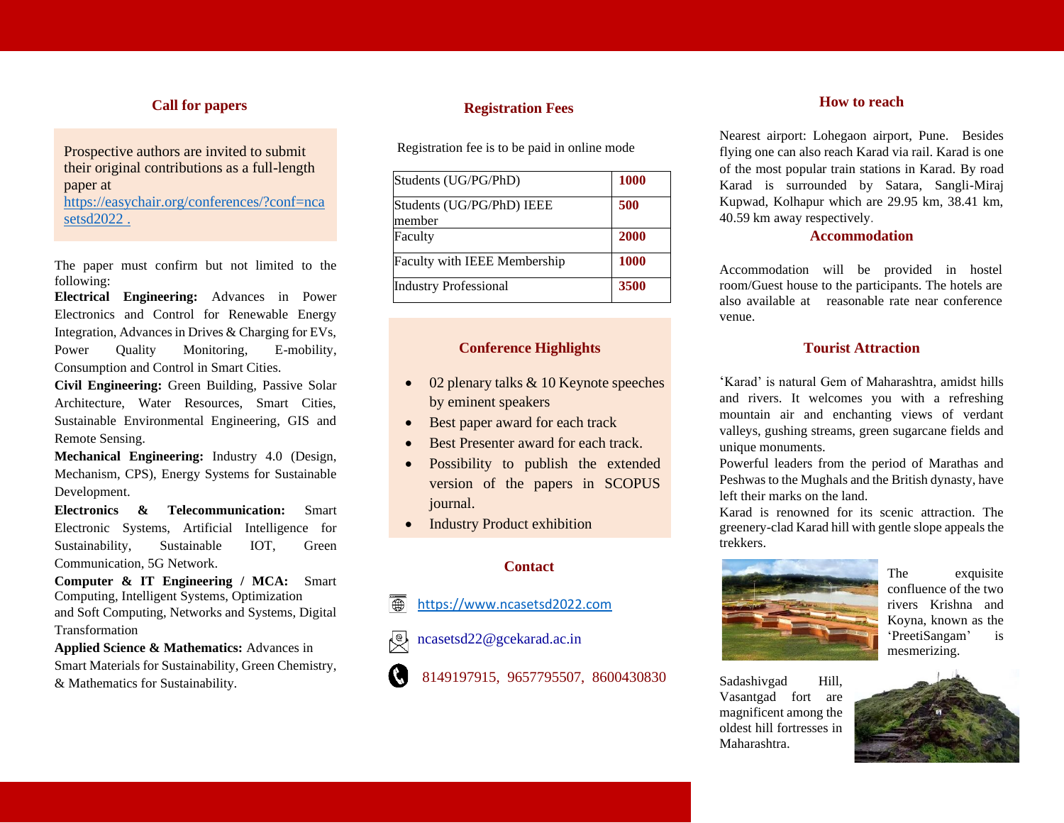## Call for papers

Prospective authors are invited to submit their original contributions as a full-length paper at https://easychair.org/conferences/?conf=ncasetsd2022 .

The paper must confirm but not limited to the following:

**Electrical Engineering:** Advances in Power Electronics and Control for Renewable Energy Integration, Advances in Drives & Charging for EVs, Power Quality Monitoring, E-mobility, Consumption and Control in Smart Cities.

**Civil Engineering:** Green Building, Passive Solar Architecture, Water Resources, Smart Cities, Sustainable Environmental Engineering, GIS and Remote Sensing.

**Mechanical Engineering:** Industry 4.0 (Design, Mechanism, CPS), Energy Systems for Sustainable Development.

**Electronics & Telecommunication:** Smart Electronic Systems, Artificial Intelligence for Sustainability, Sustainable IOT, Green Communication, 5G Network.

**Computer & IT Engineering / MCA:** Smart Computing, Intelligent Systems, Optimization and Soft Computing, Networks and Systems, Digital Transformation

**Applied Science & Mathematics:** Advances in Smart Materials for Sustainability, Green Chemistry, & Mathematics for Sustainability.

## Registration Fees

Registration fee is to be paid in online mode

| | |
|---|---|
| Students (UG/PG/PhD) | **1000** |
| Students (UG/PG/PhD) IEEE member | **500** |
| Faculty | **2000** |
| Faculty with IEEE Membership | **1000** |
| Industry Professional | **3500** |

## Conference Highlights

- 02 plenary talks & 10 Keynote speeches by eminent speakers
- Best paper award for each track
- Best Presenter award for each track.
- Possibility to publish the extended version of the papers in SCOPUS journal.
- Industry Product exhibition

## Contact

https://www.ncasetsd2022.com

ncasetsd22@gcekarad.ac.in

8149197915, 9657795507, 8600430830

## How to reach

Nearest airport: Lohegaon airport, Pune. Besides flying one can also reach Karad via rail. Karad is one of the most popular train stations in Karad. By road Karad is surrounded by Satara, Sangli-Miraj Kupwad, Kolhapur which are 29.95 km, 38.41 km, 40.59 km away respectively.

## Accommodation

Accommodation will be provided in hostel room/Guest house to the participants. The hotels are also available at reasonable rate near conference venue.

## Tourist Attraction

'Karad' is natural Gem of Maharashtra, amidst hills and rivers. It welcomes you with a refreshing mountain air and enchanting views of verdant valleys, gushing streams, green sugarcane fields and unique monuments.

Powerful leaders from the period of Marathas and Peshwas to the Mughals and the British dynasty, have left their marks on the land.

Karad is renowned for its scenic attraction. The greenery-clad Karad hill with gentle slope appeals the trekkers.

The exquisite confluence of the two rivers Krishna and Koyna, known as the 'PreetiSangam' is mesmerizing.

Sadashivgad Hill, Vasantgad fort are magnificent among the oldest hill fortresses in Maharashtra.